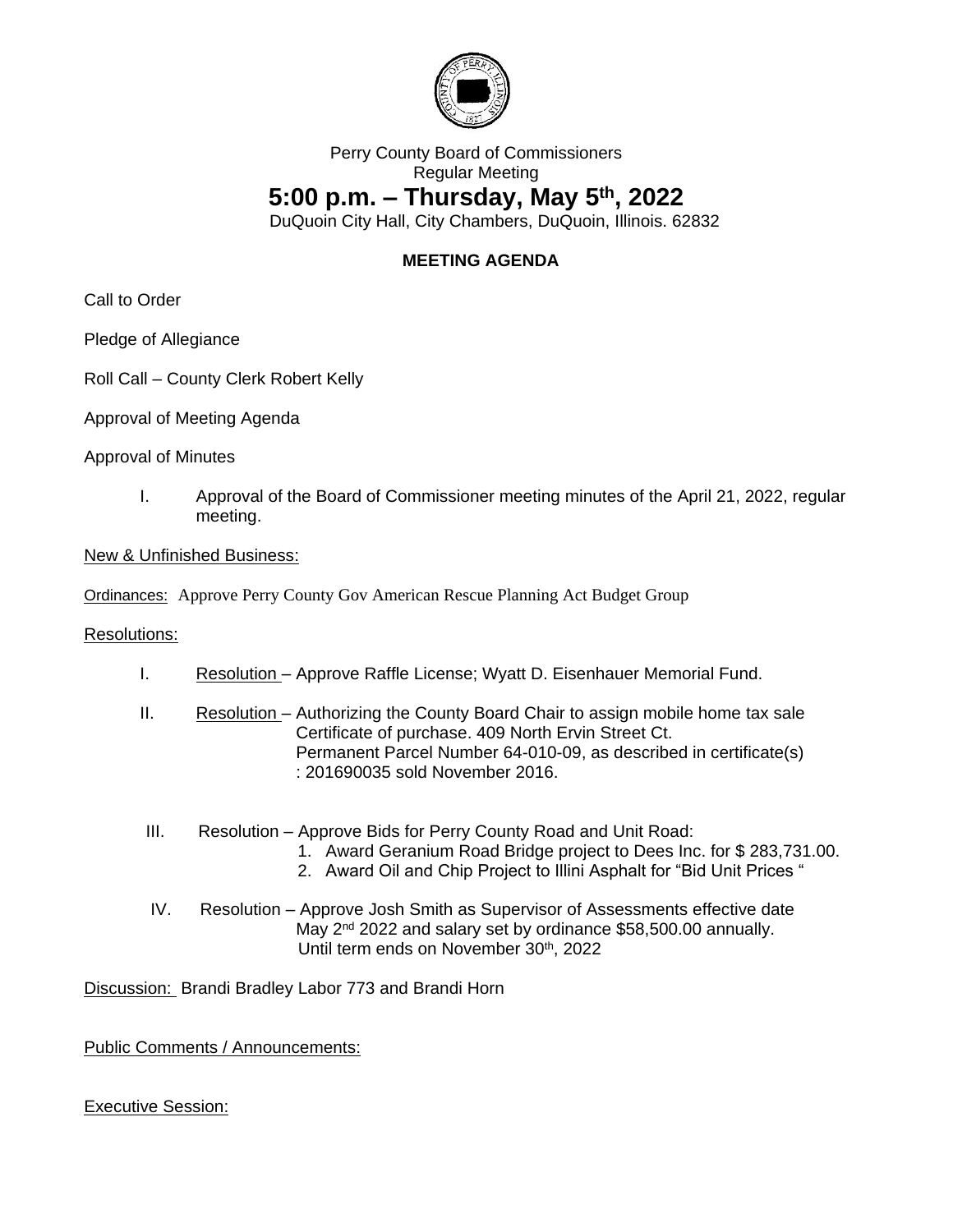Perry County Board of Commissioners
Regular Meeting

# 5:00 p.m. – Thursday, May 5th, 2022

DuQuoin City Hall, City Chambers, DuQuoin, Illinois. 62832

**MEETING AGENDA**

Call to Order

Pledge of Allegiance

Roll Call – County Clerk Robert Kelly

Approval of Meeting Agenda

Approval of Minutes

I. Approval of the Board of Commissioner meeting minutes of the April 21, 2022, regular meeting.

<u>New & Unfinished Business:</u>

<u>Ordinances:</u> Approve Perry County Gov American Rescue Planning Act Budget Group

<u>Resolutions:</u>

I. <u>Resolution</u> – Approve Raffle License; Wyatt D. Eisenhauer Memorial Fund.

II. <u>Resolution</u> – Authorizing the County Board Chair to assign mobile home tax sale Certificate of purchase. 409 North Ervin Street Ct. Permanent Parcel Number 64-010-09, as described in certificate(s) : 201690035 sold November 2016.

III. Resolution – Approve Bids for Perry County Road and Unit Road:
   1. Award Geranium Road Bridge project to Dees Inc. for $ 283,731.00.
   2. Award Oil and Chip Project to Illini Asphalt for "Bid Unit Prices "

IV. Resolution – Approve Josh Smith as Supervisor of Assessments effective date May 2nd 2022 and salary set by ordinance $58,500.00 annually. Until term ends on November 30th, 2022

<u>Discussion:</u> Brandi Bradley Labor 773 and Brandi Horn

<u>Public Comments / Announcements:</u>

<u>Executive Session:</u>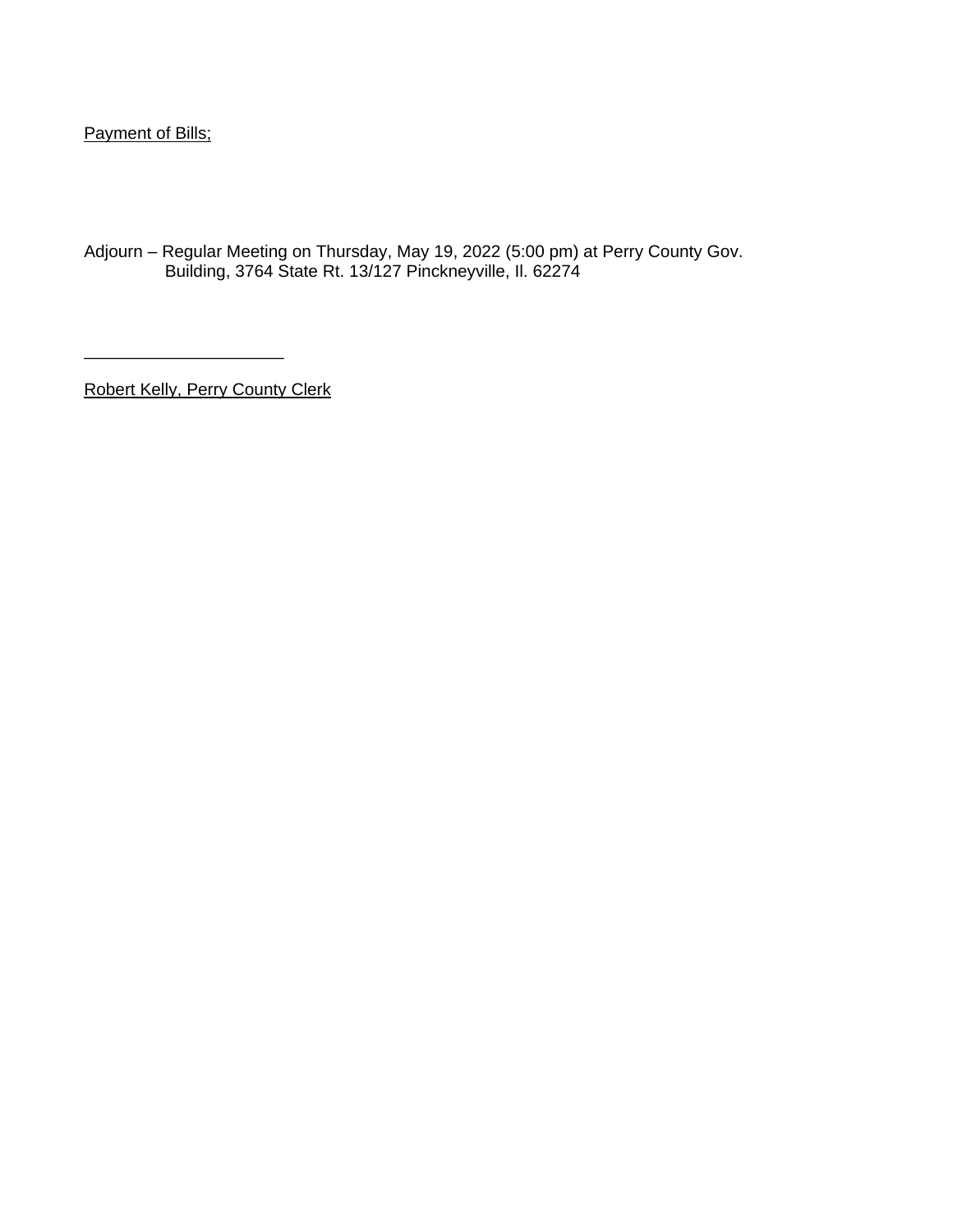<u>Payment of Bills;</u>

Adjourn – Regular Meeting on Thursday, May 19, 2022 (5:00 pm) at Perry County Gov. Building, 3764 State Rt. 13/127 Pinckneyville, Il. 62274

_____________________

<u>Robert Kelly, Perry County Clerk</u>